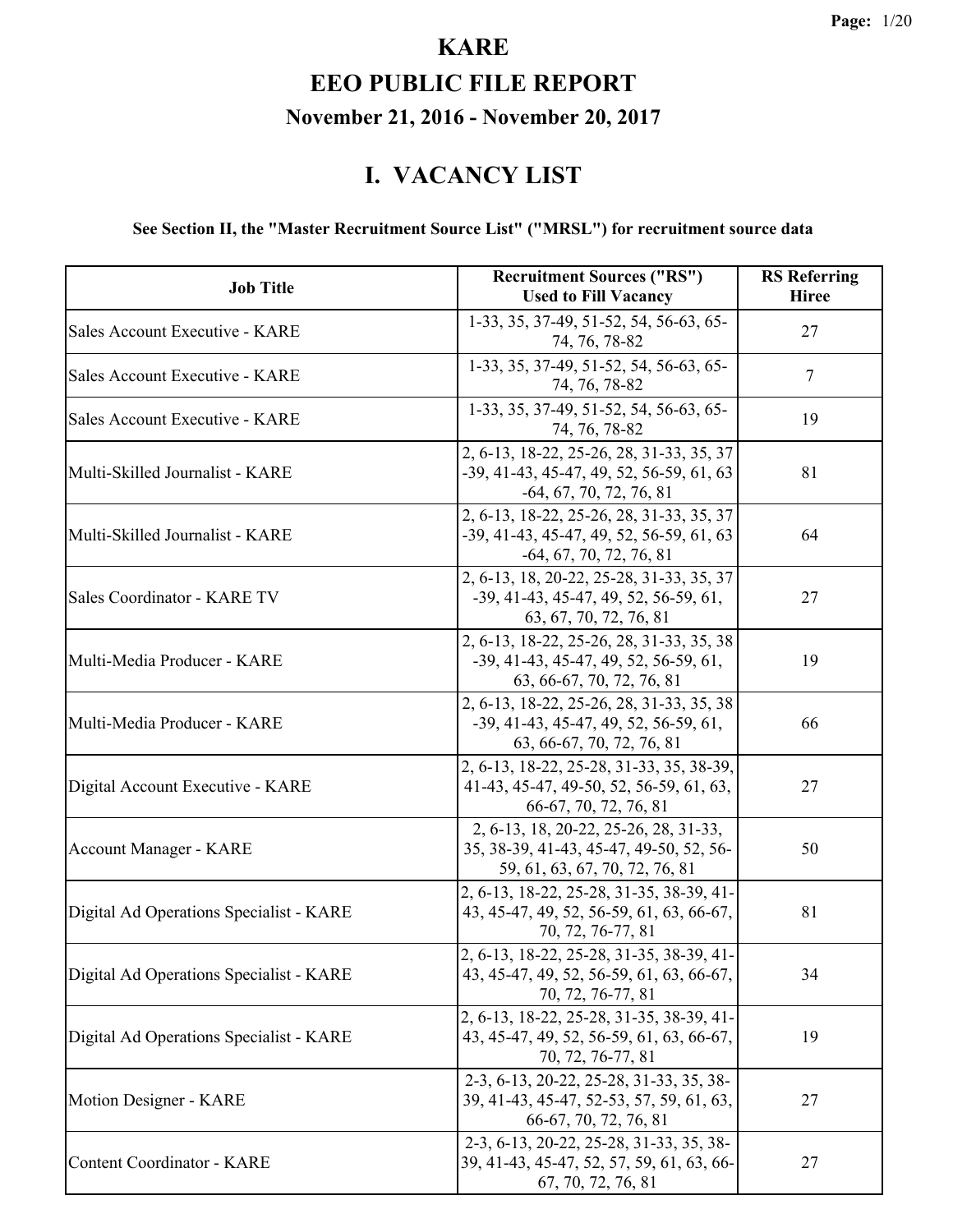# KARE

# EEO PUBLIC FILE REPORT

## November 21, 2016 - November 20, 2017

## I. VACANCY LIST

**See Section II, the "Master Recruitment Source List" ("MRSL") for recruitment source data**

| Job Title | Recruitment Sources ("RS") Used to Fill Vacancy | RS Referring Hiree |
|---|---|---|
| Sales Account Executive - KARE | 1-33, 35, 37-49, 51-52, 54, 56-63, 65-74, 76, 78-82 | 27 |
| Sales Account Executive - KARE | 1-33, 35, 37-49, 51-52, 54, 56-63, 65-74, 76, 78-82 | 7 |
| Sales Account Executive - KARE | 1-33, 35, 37-49, 51-52, 54, 56-63, 65-74, 76, 78-82 | 19 |
| Multi-Skilled Journalist - KARE | 2, 6-13, 18-22, 25-26, 28, 31-33, 35, 37-39, 41-43, 45-47, 49, 52, 56-59, 61, 63-64, 67, 70, 72, 76, 81 | 81 |
| Multi-Skilled Journalist - KARE | 2, 6-13, 18-22, 25-26, 28, 31-33, 35, 37-39, 41-43, 45-47, 49, 52, 56-59, 61, 63-64, 67, 70, 72, 76, 81 | 64 |
| Sales Coordinator - KARE TV | 2, 6-13, 18, 20-22, 25-28, 31-33, 35, 37-39, 41-43, 45-47, 49, 52, 56-59, 61, 63, 67, 70, 72, 76, 81 | 27 |
| Multi-Media Producer - KARE | 2, 6-13, 18-22, 25-26, 28, 31-33, 35, 38-39, 41-43, 45-47, 49, 52, 56-59, 61, 63, 66-67, 70, 72, 76, 81 | 19 |
| Multi-Media Producer - KARE | 2, 6-13, 18-22, 25-26, 28, 31-33, 35, 38-39, 41-43, 45-47, 49, 52, 56-59, 61, 63, 66-67, 70, 72, 76, 81 | 66 |
| Digital Account Executive - KARE | 2, 6-13, 18-22, 25-28, 31-33, 35, 38-39, 41-43, 45-47, 49-50, 52, 56-59, 61, 63, 66-67, 70, 72, 76, 81 | 27 |
| Account Manager - KARE | 2, 6-13, 18, 20-22, 25-26, 28, 31-33, 35, 38-39, 41-43, 45-47, 49-50, 52, 56-59, 61, 63, 67, 70, 72, 76, 81 | 50 |
| Digital Ad Operations Specialist - KARE | 2, 6-13, 18-22, 25-28, 31-35, 38-39, 41-43, 45-47, 49, 52, 56-59, 61, 63, 66-67, 70, 72, 76-77, 81 | 81 |
| Digital Ad Operations Specialist - KARE | 2, 6-13, 18-22, 25-28, 31-35, 38-39, 41-43, 45-47, 49, 52, 56-59, 61, 63, 66-67, 70, 72, 76-77, 81 | 34 |
| Digital Ad Operations Specialist - KARE | 2, 6-13, 18-22, 25-28, 31-35, 38-39, 41-43, 45-47, 49, 52, 56-59, 61, 63, 66-67, 70, 72, 76-77, 81 | 19 |
| Motion Designer - KARE | 2-3, 6-13, 20-22, 25-28, 31-33, 35, 38-39, 41-43, 45-47, 52-53, 57, 59, 61, 63, 66-67, 70, 72, 76, 81 | 27 |
| Content Coordinator - KARE | 2-3, 6-13, 20-22, 25-28, 31-33, 35, 38-39, 41-43, 45-47, 52, 57, 59, 61, 63, 66-67, 70, 72, 76, 81 | 27 |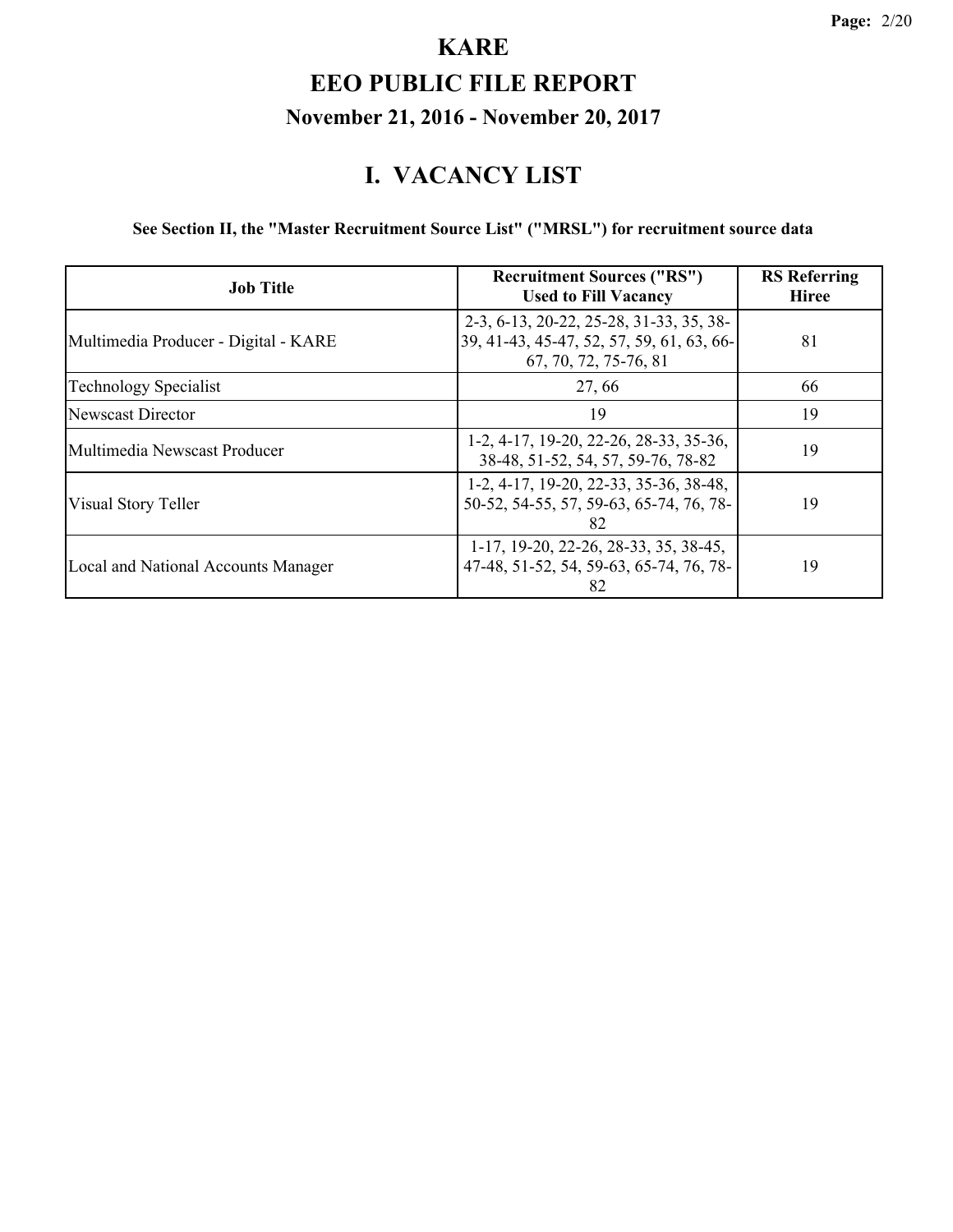# KARE

# EEO PUBLIC FILE REPORT

## November 21, 2016 - November 20, 2017

## I. VACANCY LIST

**See Section II, the "Master Recruitment Source List" ("MRSL") for recruitment source data**

| Job Title | Recruitment Sources ("RS") Used to Fill Vacancy | RS Referring Hiree |
|---|---|---|
| Multimedia Producer - Digital - KARE | 2-3, 6-13, 20-22, 25-28, 31-33, 35, 38-39, 41-43, 45-47, 52, 57, 59, 61, 63, 66-67, 70, 72, 75-76, 81 | 81 |
| Technology Specialist | 27, 66 | 66 |
| Newscast Director | 19 | 19 |
| Multimedia Newscast Producer | 1-2, 4-17, 19-20, 22-26, 28-33, 35-36, 38-48, 51-52, 54, 57, 59-76, 78-82 | 19 |
| Visual Story Teller | 1-2, 4-17, 19-20, 22-33, 35-36, 38-48, 50-52, 54-55, 57, 59-63, 65-74, 76, 78-82 | 19 |
| Local and National Accounts Manager | 1-17, 19-20, 22-26, 28-33, 35, 38-45, 47-48, 51-52, 54, 59-63, 65-74, 76, 78-82 | 19 |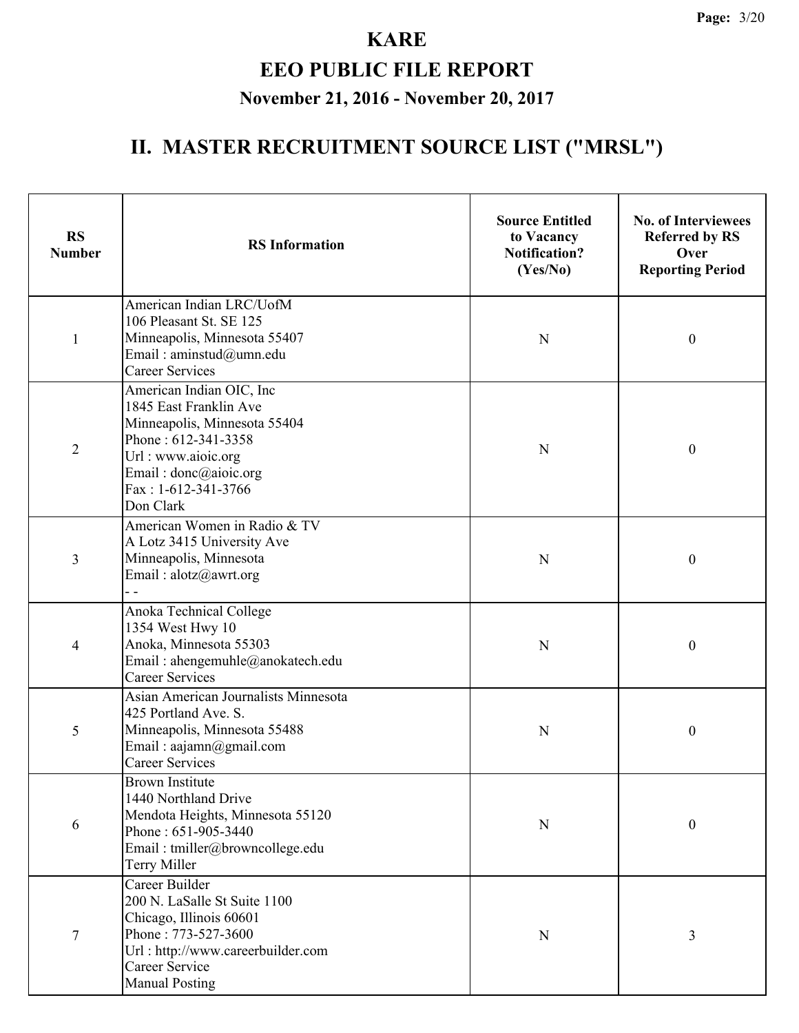# KARE

# EEO PUBLIC FILE REPORT

## November 21, 2016 - November 20, 2017

## II. MASTER RECRUITMENT SOURCE LIST ("MRSL")

| RS Number | RS Information | Source Entitled to Vacancy Notification? (Yes/No) | No. of Interviewees Referred by RS Over Reporting Period |
|---|---|---|---|
| 1 | American Indian LRC/UofM<br>106 Pleasant St. SE 125<br>Minneapolis, Minnesota 55407<br>Email : aminstud@umn.edu<br>Career Services | N | 0 |
| 2 | American Indian OIC, Inc<br>1845 East Franklin Ave<br>Minneapolis, Minnesota 55404<br>Phone : 612-341-3358<br>Url : www.aioic.org<br>Email : donc@aioic.org<br>Fax : 1-612-341-3766<br>Don Clark | N | 0 |
| 3 | American Women in Radio & TV<br>A Lotz 3415 University Ave<br>Minneapolis, Minnesota<br>Email : alotz@awrt.org<br>- - | N | 0 |
| 4 | Anoka Technical College<br>1354 West Hwy 10<br>Anoka, Minnesota 55303<br>Email : ahengemuhle@anokatech.edu<br>Career Services | N | 0 |
| 5 | Asian American Journalists Minnesota<br>425 Portland Ave. S.<br>Minneapolis, Minnesota 55488<br>Email : aajamn@gmail.com<br>Career Services | N | 0 |
| 6 | Brown Institute<br>1440 Northland Drive<br>Mendota Heights, Minnesota 55120<br>Phone : 651-905-3440<br>Email : tmiller@browncollege.edu<br>Terry Miller | N | 0 |
| 7 | Career Builder<br>200 N. LaSalle St Suite 1100<br>Chicago, Illinois 60601<br>Phone : 773-527-3600<br>Url : http://www.careerbuilder.com<br>Career Service<br>Manual Posting | N | 3 |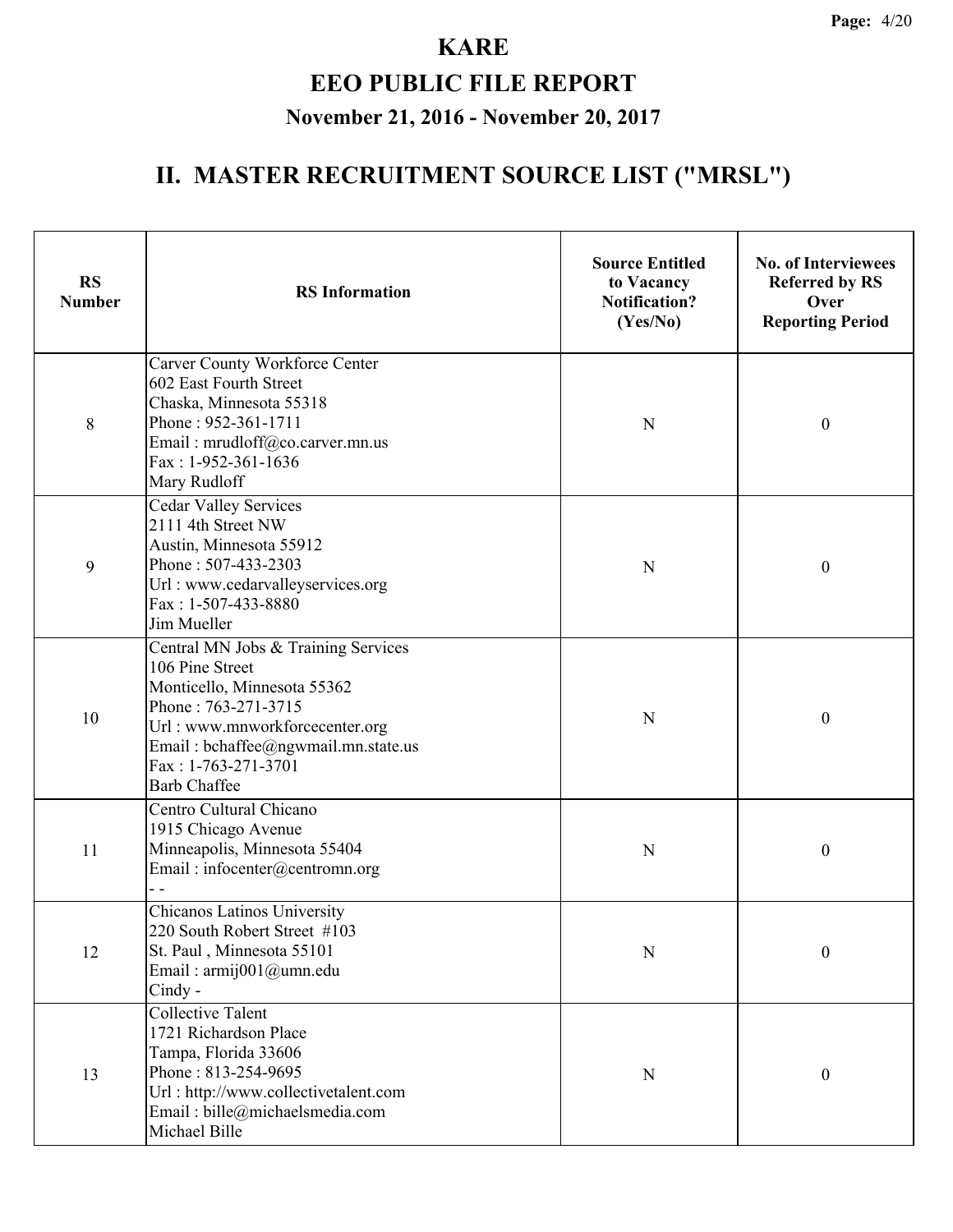# KARE

# EEO PUBLIC FILE REPORT

### November 21, 2016 - November 20, 2017

## II. MASTER RECRUITMENT SOURCE LIST ("MRSL")

| RS Number | RS Information | Source Entitled to Vacancy Notification? (Yes/No) | No. of Interviewees Referred by RS Over Reporting Period |
|---|---|---|---|
| 8 | Carver County Workforce Center<br>602 East Fourth Street<br>Chaska, Minnesota 55318<br>Phone : 952-361-1711<br>Email : mrudloff@co.carver.mn.us<br>Fax : 1-952-361-1636<br>Mary Rudloff | N | 0 |
| 9 | Cedar Valley Services<br>2111 4th Street NW<br>Austin, Minnesota 55912<br>Phone : 507-433-2303<br>Url : www.cedarvalleyservices.org<br>Fax : 1-507-433-8880<br>Jim Mueller | N | 0 |
| 10 | Central MN Jobs & Training Services<br>106 Pine Street<br>Monticello, Minnesota 55362<br>Phone : 763-271-3715<br>Url : www.mnworkforcecenter.org<br>Email : bchaffee@ngwmail.mn.state.us<br>Fax : 1-763-271-3701<br>Barb Chaffee | N | 0 |
| 11 | Centro Cultural Chicano<br>1915 Chicago Avenue<br>Minneapolis, Minnesota 55404<br>Email : infocenter@centromn.org<br>- - | N | 0 |
| 12 | Chicanos Latinos University<br>220 South Robert Street #103<br>St. Paul , Minnesota 55101<br>Email : armij001@umn.edu<br>Cindy - | N | 0 |
| 13 | Collective Talent<br>1721 Richardson Place<br>Tampa, Florida 33606<br>Phone : 813-254-9695<br>Url : http://www.collectivetalent.com<br>Email : bille@michaelsmedia.com<br>Michael Bille | N | 0 |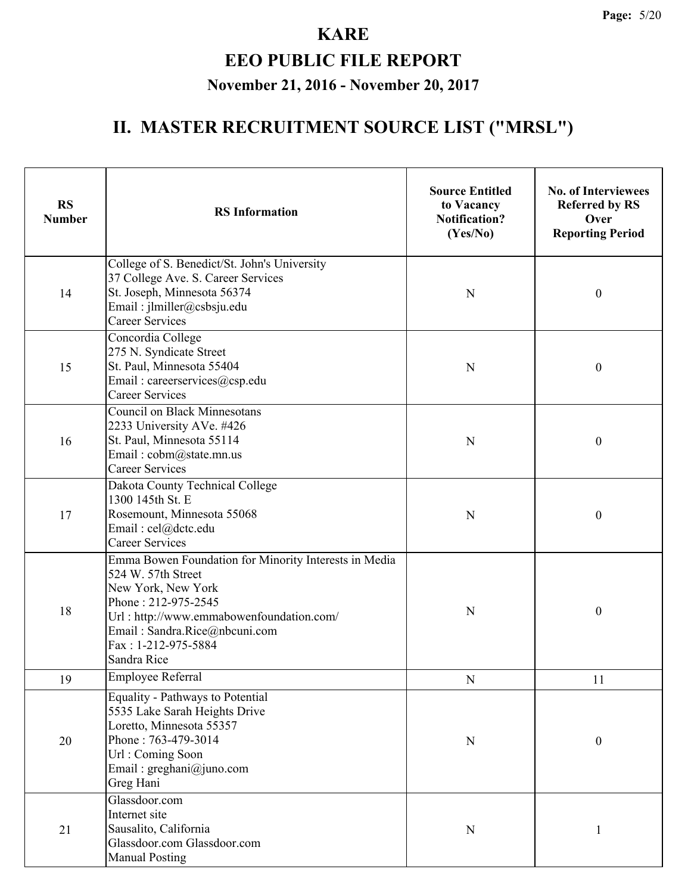# KARE

# EEO PUBLIC FILE REPORT

## November 21, 2016 - November 20, 2017

## II. MASTER RECRUITMENT SOURCE LIST ("MRSL")

| RS Number | RS Information | Source Entitled to Vacancy Notification? (Yes/No) | No. of Interviewees Referred by RS Over Reporting Period |
|---|---|---|---|
| 14 | College of S. Benedict/St. John's University<br>37 College Ave. S. Career Services<br>St. Joseph, Minnesota 56374<br>Email : jlmiller@csbsju.edu<br>Career Services | N | 0 |
| 15 | Concordia College<br>275 N. Syndicate Street<br>St. Paul, Minnesota 55404<br>Email : careerservices@csp.edu<br>Career Services | N | 0 |
| 16 | Council on Black Minnesotans<br>2233 University AVe. #426<br>St. Paul, Minnesota 55114<br>Email : cobm@state.mn.us<br>Career Services | N | 0 |
| 17 | Dakota County Technical College<br>1300 145th St. E<br>Rosemount, Minnesota 55068<br>Email : cel@dctc.edu<br>Career Services | N | 0 |
| 18 | Emma Bowen Foundation for Minority Interests in Media<br>524 W. 57th Street<br>New York, New York<br>Phone : 212-975-2545<br>Url : http://www.emmabowenfoundation.com/<br>Email : Sandra.Rice@nbcuni.com<br>Fax : 1-212-975-5884<br>Sandra Rice | N | 0 |
| 19 | Employee Referral | N | 11 |
| 20 | Equality - Pathways to Potential<br>5535 Lake Sarah Heights Drive<br>Loretto, Minnesota 55357<br>Phone : 763-479-3014<br>Url : Coming Soon<br>Email : greghani@juno.com<br>Greg Hani | N | 0 |
| 21 | Glassdoor.com<br>Internet site<br>Sausalito, California<br>Glassdoor.com Glassdoor.com<br>Manual Posting | N | 1 |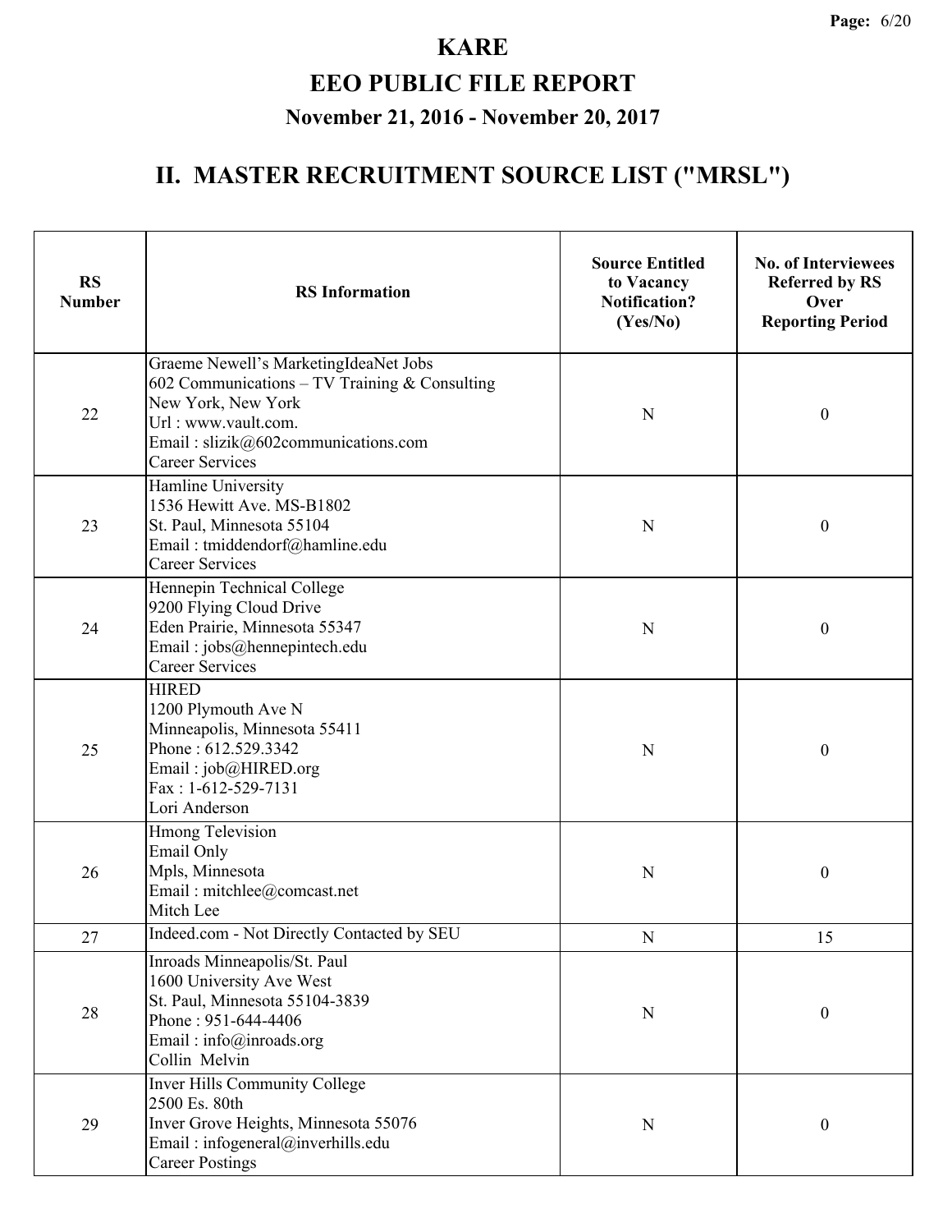# KARE

## EEO PUBLIC FILE REPORT

### November 21, 2016 - November 20, 2017

## II. MASTER RECRUITMENT SOURCE LIST ("MRSL")

| RS Number | RS Information | Source Entitled to Vacancy Notification? (Yes/No) | No. of Interviewees Referred by RS Over Reporting Period |
|---|---|---|---|
| 22 | Graeme Newell's MarketingIdeaNet Jobs<br>602 Communications – TV Training & Consulting<br>New York, New York<br>Url : www.vault.com.<br>Email : slizik@602communications.com<br>Career Services | N | 0 |
| 23 | Hamline University<br>1536 Hewitt Ave. MS-B1802<br>St. Paul, Minnesota 55104<br>Email : tmiddendorf@hamline.edu<br>Career Services | N | 0 |
| 24 | Hennepin Technical College<br>9200 Flying Cloud Drive<br>Eden Prairie, Minnesota 55347<br>Email : jobs@hennepintech.edu<br>Career Services | N | 0 |
| 25 | HIRED<br>1200 Plymouth Ave N<br>Minneapolis, Minnesota 55411<br>Phone : 612.529.3342<br>Email : job@HIRED.org<br>Fax : 1-612-529-7131<br>Lori Anderson | N | 0 |
| 26 | Hmong Television<br>Email Only<br>Mpls, Minnesota<br>Email : mitchlee@comcast.net<br>Mitch Lee | N | 0 |
| 27 | Indeed.com - Not Directly Contacted by SEU | N | 15 |
| 28 | Inroads Minneapolis/St. Paul<br>1600 University Ave West<br>St. Paul, Minnesota 55104-3839<br>Phone : 951-644-4406<br>Email : info@inroads.org<br>Collin Melvin | N | 0 |
| 29 | Inver Hills Community College<br>2500 Es. 80th<br>Inver Grove Heights, Minnesota 55076<br>Email : infogeneral@inverhills.edu<br>Career Postings | N | 0 |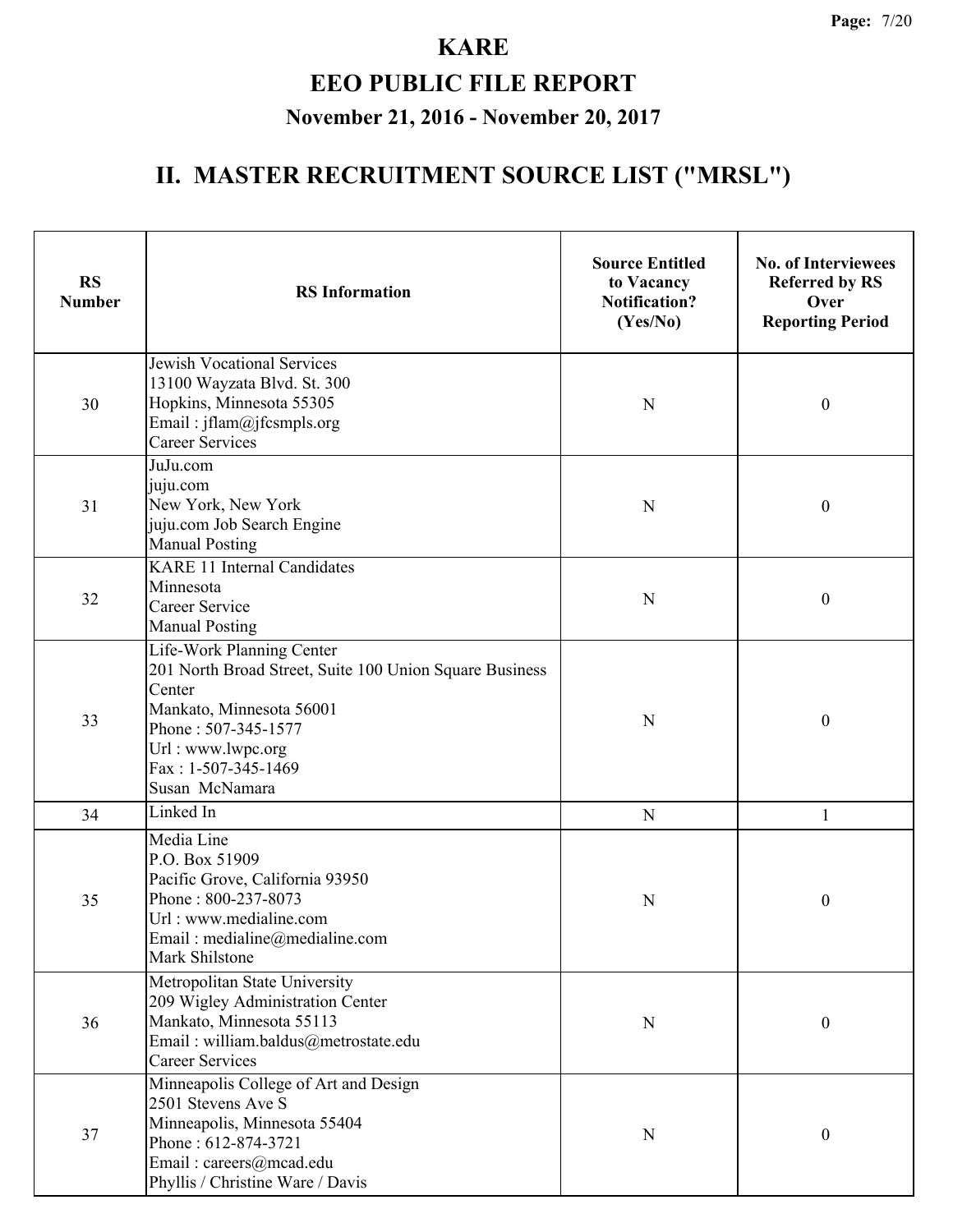# KARE

## EEO PUBLIC FILE REPORT

### November 21, 2016 - November 20, 2017

## II. MASTER RECRUITMENT SOURCE LIST ("MRSL")

| RS Number | RS Information | Source Entitled to Vacancy Notification? (Yes/No) | No. of Interviewees Referred by RS Over Reporting Period |
|---|---|---|---|
| 30 | Jewish Vocational Services<br>13100 Wayzata Blvd. St. 300<br>Hopkins, Minnesota 55305<br>Email : jflam@jfcsmpls.org<br>Career Services | N | 0 |
| 31 | JuJu.com<br>juju.com<br>New York, New York<br>juju.com Job Search Engine<br>Manual Posting | N | 0 |
| 32 | KARE 11 Internal Candidates<br>Minnesota<br>Career Service<br>Manual Posting | N | 0 |
| 33 | Life-Work Planning Center<br>201 North Broad Street, Suite 100 Union Square Business Center<br>Mankato, Minnesota 56001<br>Phone : 507-345-1577<br>Url : www.lwpc.org<br>Fax : 1-507-345-1469<br>Susan McNamara | N | 0 |
| 34 | Linked In | N | 1 |
| 35 | Media Line<br>P.O. Box 51909<br>Pacific Grove, California 93950<br>Phone : 800-237-8073<br>Url : www.medialine.com<br>Email : medialine@medialine.com<br>Mark Shilstone | N | 0 |
| 36 | Metropolitan State University<br>209 Wigley Administration Center<br>Mankato, Minnesota 55113<br>Email : william.baldus@metrostate.edu<br>Career Services | N | 0 |
| 37 | Minneapolis College of Art and Design<br>2501 Stevens Ave S<br>Minneapolis, Minnesota 55404<br>Phone : 612-874-3721<br>Email : careers@mcad.edu<br>Phyllis / Christine Ware / Davis | N | 0 |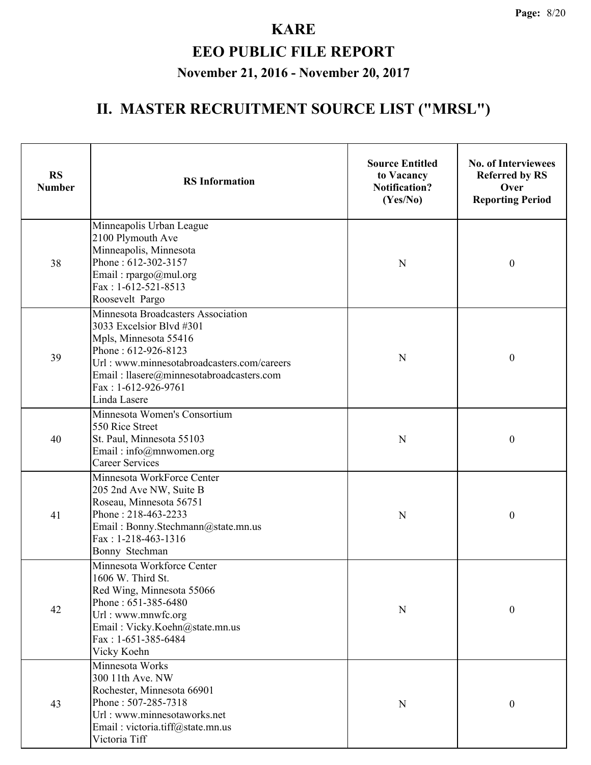# KARE

# EEO PUBLIC FILE REPORT

### November 21, 2016 - November 20, 2017

## II. MASTER RECRUITMENT SOURCE LIST ("MRSL")

| RS Number | RS Information | Source Entitled to Vacancy Notification? (Yes/No) | No. of Interviewees Referred by RS Over Reporting Period |
|---|---|---|---|
| 38 | Minneapolis Urban League<br>2100 Plymouth Ave<br>Minneapolis, Minnesota<br>Phone : 612-302-3157<br>Email : rpargo@mul.org<br>Fax : 1-612-521-8513<br>Roosevelt Pargo | N | 0 |
| 39 | Minnesota Broadcasters Association<br>3033 Excelsior Blvd #301<br>Mpls, Minnesota 55416<br>Phone : 612-926-8123<br>Url : www.minnesotabroadcasters.com/careers<br>Email : llasere@minnesotabroadcasters.com<br>Fax : 1-612-926-9761<br>Linda Lasere | N | 0 |
| 40 | Minnesota Women's Consortium<br>550 Rice Street<br>St. Paul, Minnesota 55103<br>Email : info@mnwomen.org<br>Career Services | N | 0 |
| 41 | Minnesota WorkForce Center<br>205 2nd Ave NW, Suite B<br>Roseau, Minnesota 56751<br>Phone : 218-463-2233<br>Email : Bonny.Stechmann@state.mn.us<br>Fax : 1-218-463-1316<br>Bonny Stechman | N | 0 |
| 42 | Minnesota Workforce Center<br>1606 W. Third St.<br>Red Wing, Minnesota 55066<br>Phone : 651-385-6480<br>Url : www.mnwfc.org<br>Email : Vicky.Koehn@state.mn.us<br>Fax : 1-651-385-6484<br>Vicky Koehn | N | 0 |
| 43 | Minnesota Works<br>300 11th Ave. NW<br>Rochester, Minnesota 66901<br>Phone : 507-285-7318<br>Url : www.minnesotaworks.net<br>Email : victoria.tiff@state.mn.us<br>Victoria Tiff | N | 0 |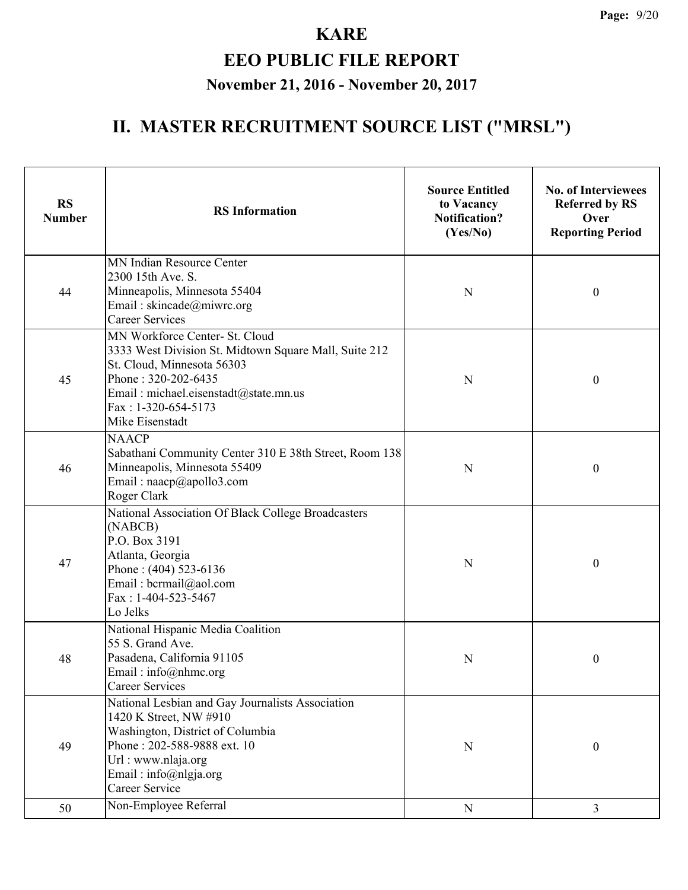# KARE

# EEO PUBLIC FILE REPORT

## November 21, 2016 - November 20, 2017

# II. MASTER RECRUITMENT SOURCE LIST ("MRSL")

| RS Number | RS Information | Source Entitled to Vacancy Notification? (Yes/No) | No. of Interviewees Referred by RS Over Reporting Period |
|---|---|---|---|
| 44 | MN Indian Resource Center<br>2300 15th Ave. S.<br>Minneapolis, Minnesota 55404<br>Email : skincade@miwrc.org<br>Career Services | N | 0 |
| 45 | MN Workforce Center- St. Cloud<br>3333 West Division St. Midtown Square Mall, Suite 212<br>St. Cloud, Minnesota 56303<br>Phone : 320-202-6435<br>Email : michael.eisenstadt@state.mn.us<br>Fax : 1-320-654-5173<br>Mike Eisenstadt | N | 0 |
| 46 | NAACP<br>Sabathani Community Center 310 E 38th Street, Room 138<br>Minneapolis, Minnesota 55409<br>Email : naacp@apollo3.com<br>Roger Clark | N | 0 |
| 47 | National Association Of Black College Broadcasters (NABCB)<br>P.O. Box 3191<br>Atlanta, Georgia<br>Phone : (404) 523-6136<br>Email : bcrmail@aol.com<br>Fax : 1-404-523-5467<br>Lo Jelks | N | 0 |
| 48 | National Hispanic Media Coalition<br>55 S. Grand Ave.<br>Pasadena, California 91105<br>Email : info@nhmc.org<br>Career Services | N | 0 |
| 49 | National Lesbian and Gay Journalists Association<br>1420 K Street, NW #910<br>Washington, District of Columbia<br>Phone : 202-588-9888 ext. 10<br>Url : www.nlaja.org<br>Email : info@nlgja.org<br>Career Service | N | 0 |
| 50 | Non-Employee Referral | N | 3 |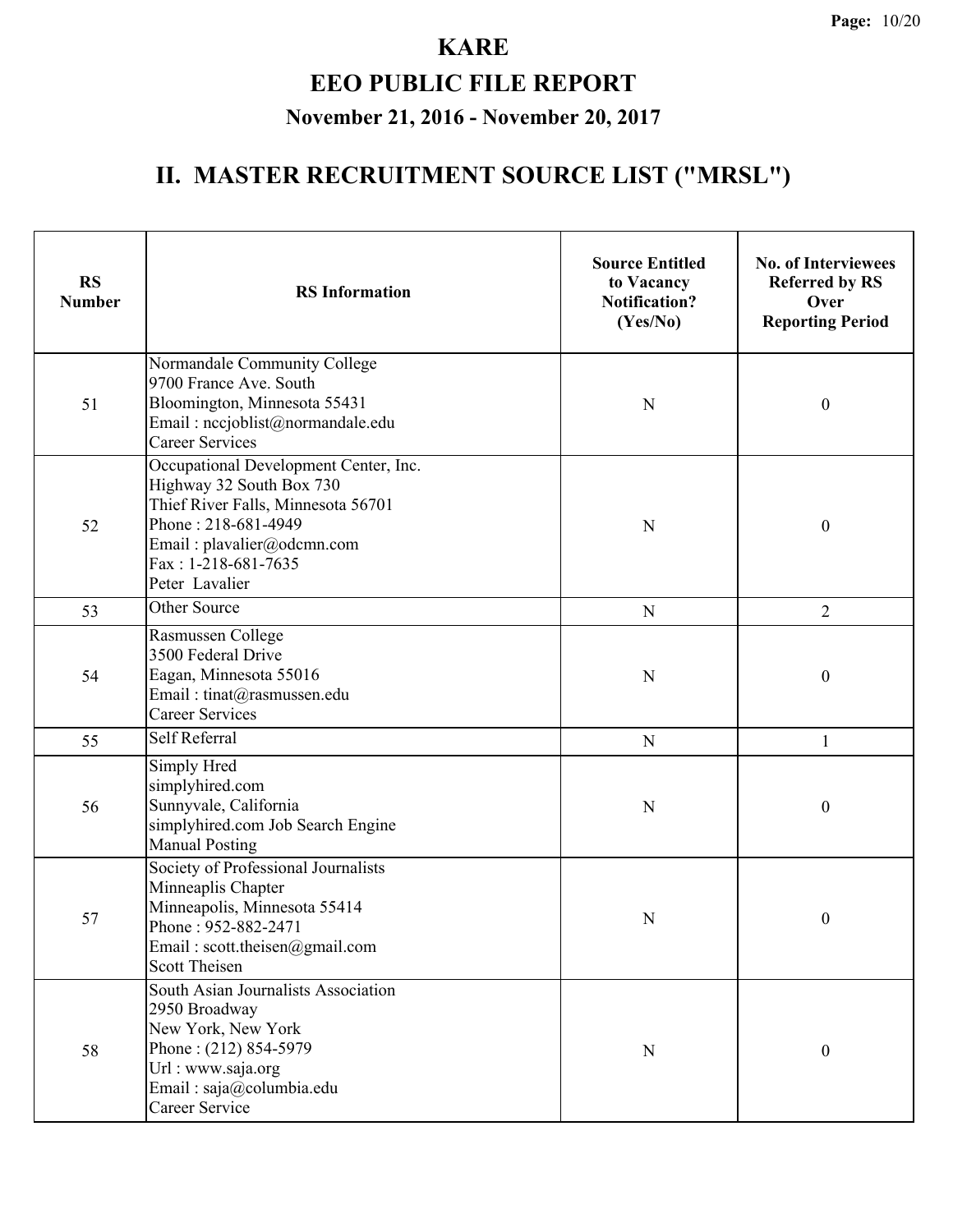# KARE

## EEO PUBLIC FILE REPORT

### November 21, 2016 - November 20, 2017

## II. MASTER RECRUITMENT SOURCE LIST ("MRSL")

| RS Number | RS Information | Source Entitled to Vacancy Notification? (Yes/No) | No. of Interviewees Referred by RS Over Reporting Period |
|---|---|---|---|
| 51 | Normandale Community College<br>9700 France Ave. South<br>Bloomington, Minnesota 55431<br>Email : nccjoblist@normandale.edu<br>Career Services | N | 0 |
| 52 | Occupational Development Center, Inc.<br>Highway 32 South Box 730<br>Thief River Falls, Minnesota 56701<br>Phone : 218-681-4949<br>Email : plavalier@odcmn.com<br>Fax : 1-218-681-7635<br>Peter Lavalier | N | 0 |
| 53 | Other Source | N | 2 |
| 54 | Rasmussen College<br>3500 Federal Drive<br>Eagan, Minnesota 55016<br>Email : tinat@rasmussen.edu<br>Career Services | N | 0 |
| 55 | Self Referral | N | 1 |
| 56 | Simply Hred<br>simplyhired.com<br>Sunnyvale, California<br>simplyhired.com Job Search Engine<br>Manual Posting | N | 0 |
| 57 | Society of Professional Journalists<br>Minneaplis Chapter<br>Minneapolis, Minnesota 55414<br>Phone : 952-882-2471<br>Email : scott.theisen@gmail.com<br>Scott Theisen | N | 0 |
| 58 | South Asian Journalists Association<br>2950 Broadway<br>New York, New York<br>Phone : (212) 854-5979<br>Url : www.saja.org<br>Email : saja@columbia.edu<br>Career Service | N | 0 |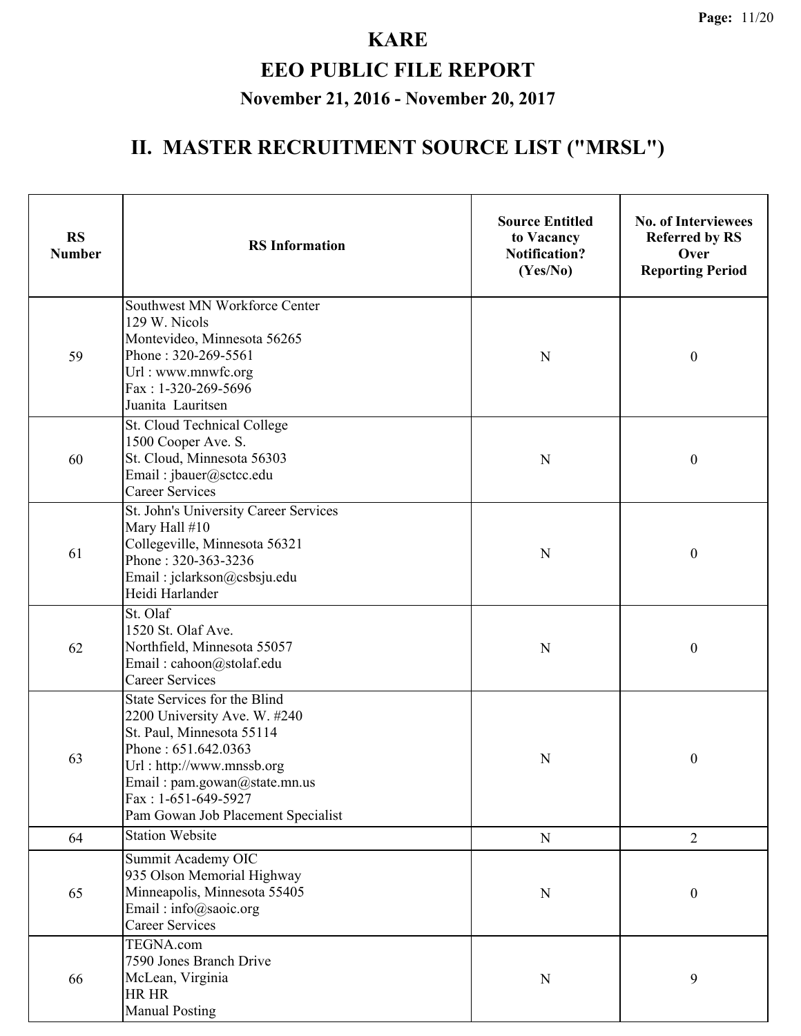# KARE

## EEO PUBLIC FILE REPORT

### November 21, 2016 - November 20, 2017

## II. MASTER RECRUITMENT SOURCE LIST ("MRSL")

| RS Number | RS Information | Source Entitled to Vacancy Notification? (Yes/No) | No. of Interviewees Referred by RS Over Reporting Period |
|---|---|---|---|
| 59 | Southwest MN Workforce Center<br>129 W. Nicols<br>Montevideo, Minnesota 56265<br>Phone : 320-269-5561<br>Url : www.mnwfc.org<br>Fax : 1-320-269-5696<br>Juanita Lauritsen | N | 0 |
| 60 | St. Cloud Technical College<br>1500 Cooper Ave. S.<br>St. Cloud, Minnesota 56303<br>Email : jbauer@sctcc.edu<br>Career Services | N | 0 |
| 61 | St. John's University Career Services<br>Mary Hall #10<br>Collegeville, Minnesota 56321<br>Phone : 320-363-3236<br>Email : jclarkson@csbsju.edu<br>Heidi Harlander | N | 0 |
| 62 | St. Olaf<br>1520 St. Olaf Ave.<br>Northfield, Minnesota 55057<br>Email : cahoon@stolaf.edu<br>Career Services | N | 0 |
| 63 | State Services for the Blind<br>2200 University Ave. W. #240<br>St. Paul, Minnesota 55114<br>Phone : 651.642.0363<br>Url : http://www.mnssb.org<br>Email : pam.gowan@state.mn.us<br>Fax : 1-651-649-5927<br>Pam Gowan Job Placement Specialist | N | 0 |
| 64 | Station Website | N | 2 |
| 65 | Summit Academy OIC<br>935 Olson Memorial Highway<br>Minneapolis, Minnesota 55405<br>Email : info@saoic.org<br>Career Services | N | 0 |
| 66 | TEGNA.com<br>7590 Jones Branch Drive<br>McLean, Virginia<br>HR HR<br>Manual Posting | N | 9 |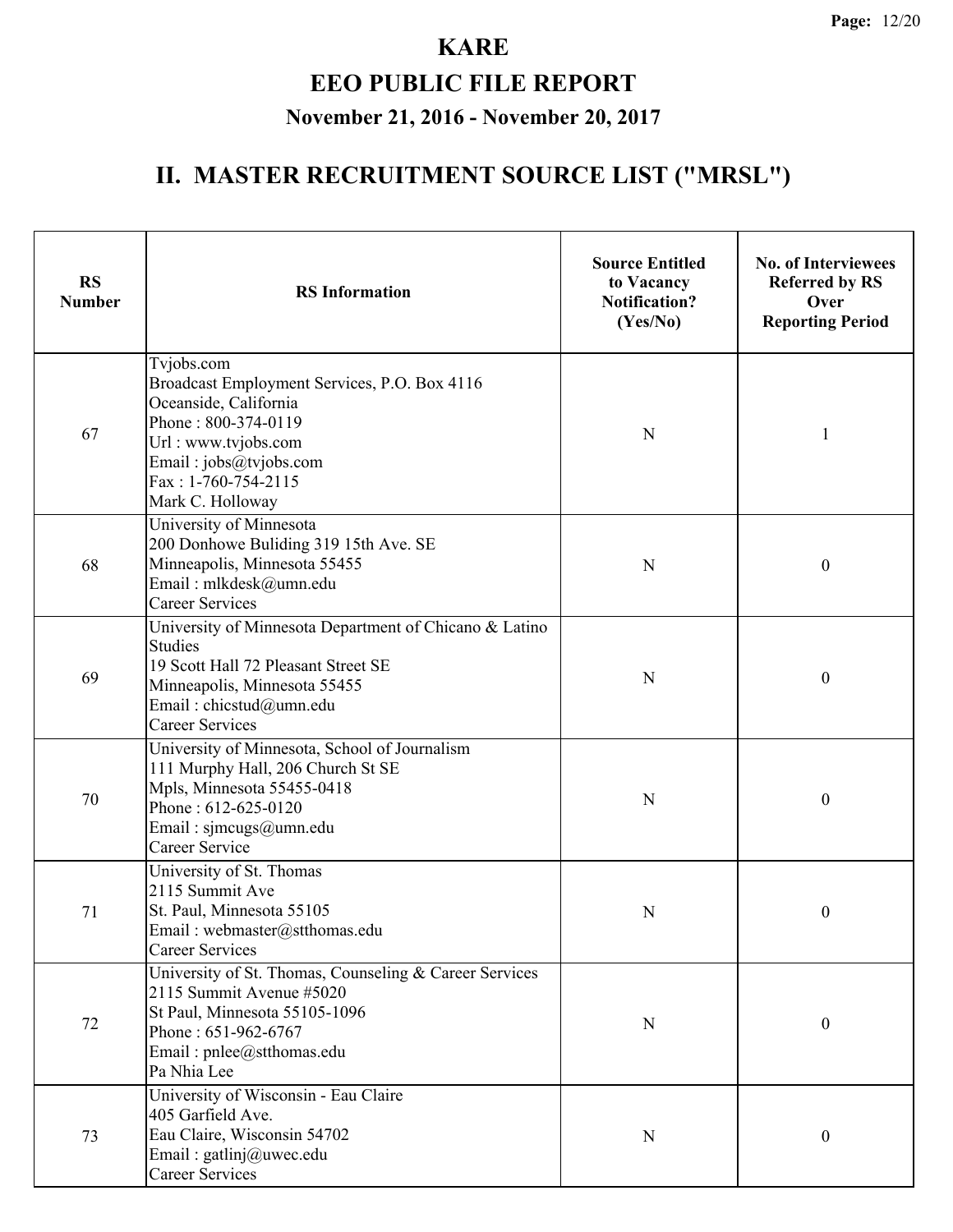# KARE

## EEO PUBLIC FILE REPORT

### November 21, 2016 - November 20, 2017

## II. MASTER RECRUITMENT SOURCE LIST ("MRSL")

| RS Number | RS Information | Source Entitled to Vacancy Notification? (Yes/No) | No. of Interviewees Referred by RS Over Reporting Period |
|---|---|---|---|
| 67 | Tvjobs.com<br>Broadcast Employment Services, P.O. Box 4116<br>Oceanside, California<br>Phone : 800-374-0119<br>Url : www.tvjobs.com<br>Email : jobs@tvjobs.com<br>Fax : 1-760-754-2115<br>Mark C. Holloway | N | 1 |
| 68 | University of Minnesota<br>200 Donhowe Buliding 319 15th Ave. SE<br>Minneapolis, Minnesota 55455<br>Email : mlkdesk@umn.edu<br>Career Services | N | 0 |
| 69 | University of Minnesota Department of Chicano & Latino Studies<br>19 Scott Hall 72 Pleasant Street SE<br>Minneapolis, Minnesota 55455<br>Email : chicstud@umn.edu<br>Career Services | N | 0 |
| 70 | University of Minnesota, School of Journalism<br>111 Murphy Hall, 206 Church St SE<br>Mpls, Minnesota 55455-0418<br>Phone : 612-625-0120<br>Email : sjmcugs@umn.edu<br>Career Service | N | 0 |
| 71 | University of St. Thomas<br>2115 Summit Ave<br>St. Paul, Minnesota 55105<br>Email : webmaster@stthomas.edu<br>Career Services | N | 0 |
| 72 | University of St. Thomas, Counseling & Career Services<br>2115 Summit Avenue #5020<br>St Paul, Minnesota 55105-1096<br>Phone : 651-962-6767<br>Email : pnlee@stthomas.edu<br>Pa Nhia Lee | N | 0 |
| 73 | University of Wisconsin - Eau Claire<br>405 Garfield Ave.<br>Eau Claire, Wisconsin 54702<br>Email : gatlinj@uwec.edu<br>Career Services | N | 0 |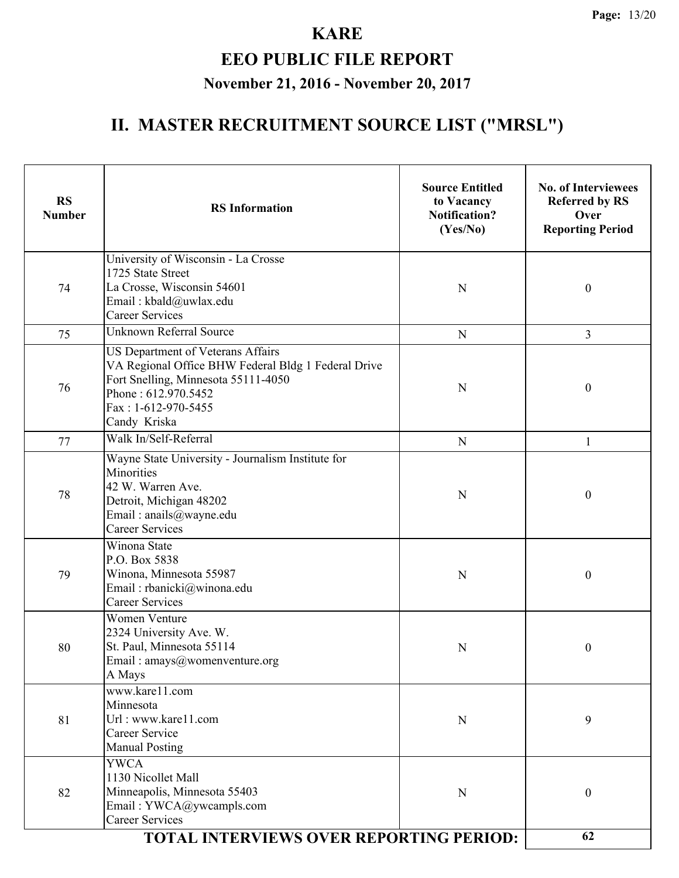# KARE

# EEO PUBLIC FILE REPORT

## November 21, 2016 - November 20, 2017

## II. MASTER RECRUITMENT SOURCE LIST ("MRSL")

| RS Number | RS Information | Source Entitled to Vacancy Notification? (Yes/No) | No. of Interviewees Referred by RS Over Reporting Period |
|---|---|---|---|
| 74 | University of Wisconsin - La Crosse<br>1725 State Street<br>La Crosse, Wisconsin 54601<br>Email : kbald@uwlax.edu<br>Career Services | N | 0 |
| 75 | Unknown Referral Source | N | 3 |
| 76 | US Department of Veterans Affairs<br>VA Regional Office BHW Federal Bldg 1 Federal Drive<br>Fort Snelling, Minnesota 55111-4050<br>Phone : 612.970.5452<br>Fax : 1-612-970-5455<br>Candy Kriska | N | 0 |
| 77 | Walk In/Self-Referral | N | 1 |
| 78 | Wayne State University - Journalism Institute for Minorities<br>42 W. Warren Ave.<br>Detroit, Michigan 48202<br>Email : anails@wayne.edu<br>Career Services | N | 0 |
| 79 | Winona State<br>P.O. Box 5838<br>Winona, Minnesota 55987<br>Email : rbanicki@winona.edu<br>Career Services | N | 0 |
| 80 | Women Venture<br>2324 University Ave. W.<br>St. Paul, Minnesota 55114<br>Email : amays@womenventure.org<br>A Mays | N | 0 |
| 81 | www.kare11.com<br>Minnesota<br>Url : www.kare11.com<br>Career Service<br>Manual Posting | N | 9 |
| 82 | YWCA<br>1130 Nicollet Mall<br>Minneapolis, Minnesota 55403<br>Email : YWCA@ywcampls.com<br>Career Services | N | 0 |
| | **TOTAL INTERVIEWS OVER REPORTING PERIOD:** | | **62** |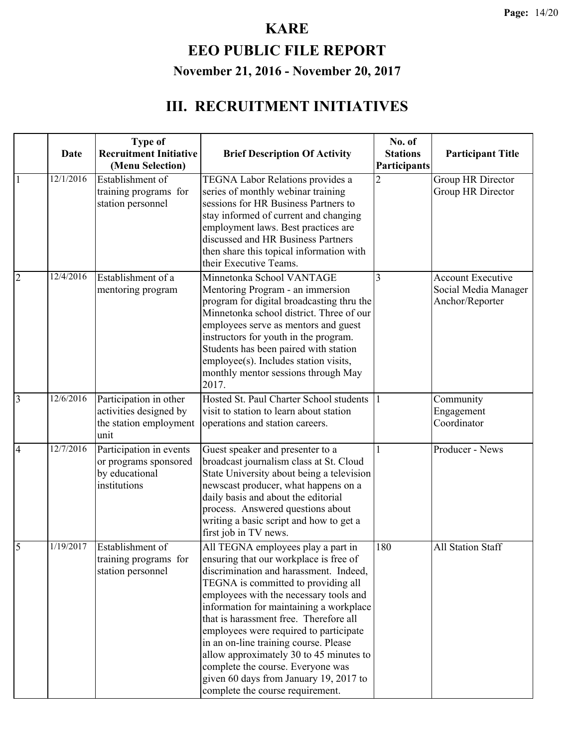# KARE

# EEO PUBLIC FILE REPORT

## November 21, 2016 - November 20, 2017

## III. RECRUITMENT INITIATIVES

| | Date | Type of Recruitment Initiative (Menu Selection) | Brief Description Of Activity | No. of Stations Participants | Participant Title |
|---|---|---|---|---|---|
| 1 | 12/1/2016 | Establishment of training programs for station personnel | TEGNA Labor Relations provides a series of monthly webinar training sessions for HR Business Partners to stay informed of current and changing employment laws. Best practices are discussed and HR Business Partners then share this topical information with their Executive Teams. | 2 | Group HR Director<br>Group HR Director |
| 2 | 12/4/2016 | Establishment of a mentoring program | Minnetonka School VANTAGE Mentoring Program - an immersion program for digital broadcasting thru the Minnetonka school district. Three of our employees serve as mentors and guest instructors for youth in the program. Students has been paired with station employee(s). Includes station visits, monthly mentor sessions through May 2017. | 3 | Account Executive<br>Social Media Manager<br>Anchor/Reporter |
| 3 | 12/6/2016 | Participation in other activities designed by the station employment unit | Hosted St. Paul Charter School students visit to station to learn about station operations and station careers. | 1 | Community Engagement Coordinator |
| 4 | 12/7/2016 | Participation in events or programs sponsored by educational institutions | Guest speaker and presenter to a broadcast journalism class at St. Cloud State University about being a television newscast producer, what happens on a daily basis and about the editorial process. Answered questions about writing a basic script and how to get a first job in TV news. | 1 | Producer - News |
| 5 | 1/19/2017 | Establishment of training programs for station personnel | All TEGNA employees play a part in ensuring that our workplace is free of discrimination and harassment. Indeed, TEGNA is committed to providing all employees with the necessary tools and information for maintaining a workplace that is harassment free. Therefore all employees were required to participate in an on-line training course. Please allow approximately 30 to 45 minutes to complete the course. Everyone was given 60 days from January 19, 2017 to complete the course requirement. | 180 | All Station Staff |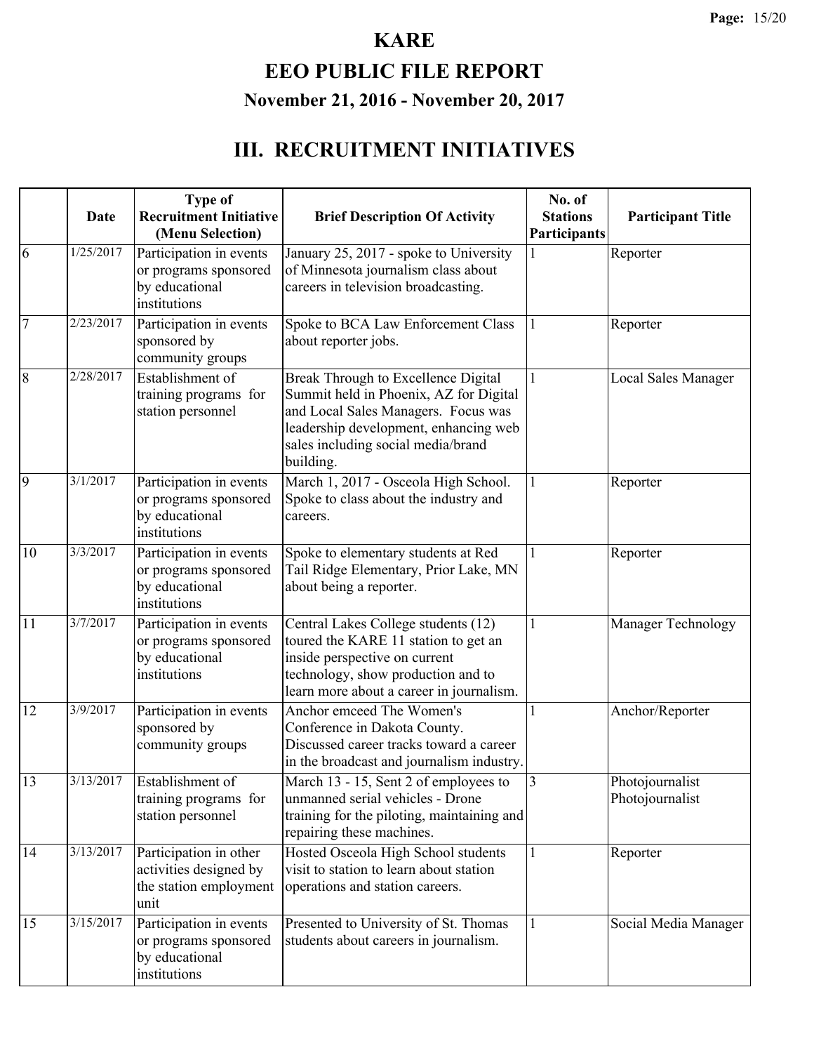# KARE

# EEO PUBLIC FILE REPORT

### November 21, 2016 - November 20, 2017

## III. RECRUITMENT INITIATIVES

| | Date | Type of Recruitment Initiative (Menu Selection) | Brief Description Of Activity | No. of Stations Participants | Participant Title |
|---|---|---|---|---|---|
| 6 | 1/25/2017 | Participation in events or programs sponsored by educational institutions | January 25, 2017 - spoke to University of Minnesota journalism class about careers in television broadcasting. | 1 | Reporter |
| 7 | 2/23/2017 | Participation in events sponsored by community groups | Spoke to BCA Law Enforcement Class about reporter jobs. | 1 | Reporter |
| 8 | 2/28/2017 | Establishment of training programs for station personnel | Break Through to Excellence Digital Summit held in Phoenix, AZ for Digital and Local Sales Managers. Focus was leadership development, enhancing web sales including social media/brand building. | 1 | Local Sales Manager |
| 9 | 3/1/2017 | Participation in events or programs sponsored by educational institutions | March 1, 2017 - Osceola High School. Spoke to class about the industry and careers. | 1 | Reporter |
| 10 | 3/3/2017 | Participation in events or programs sponsored by educational institutions | Spoke to elementary students at Red Tail Ridge Elementary, Prior Lake, MN about being a reporter. | 1 | Reporter |
| 11 | 3/7/2017 | Participation in events or programs sponsored by educational institutions | Central Lakes College students (12) toured the KARE 11 station to get an inside perspective on current technology, show production and to learn more about a career in journalism. | 1 | Manager Technology |
| 12 | 3/9/2017 | Participation in events sponsored by community groups | Anchor emceed The Women's Conference in Dakota County. Discussed career tracks toward a career in the broadcast and journalism industry. | 1 | Anchor/Reporter |
| 13 | 3/13/2017 | Establishment of training programs for station personnel | March 13 - 15, Sent 2 of employees to unmanned serial vehicles - Drone training for the piloting, maintaining and repairing these machines. | 3 | Photojournalist<br>Photojournalist |
| 14 | 3/13/2017 | Participation in other activities designed by the station employment unit | Hosted Osceola High School students visit to station to learn about station operations and station careers. | 1 | Reporter |
| 15 | 3/15/2017 | Participation in events or programs sponsored by educational institutions | Presented to University of St. Thomas students about careers in journalism. | 1 | Social Media Manager |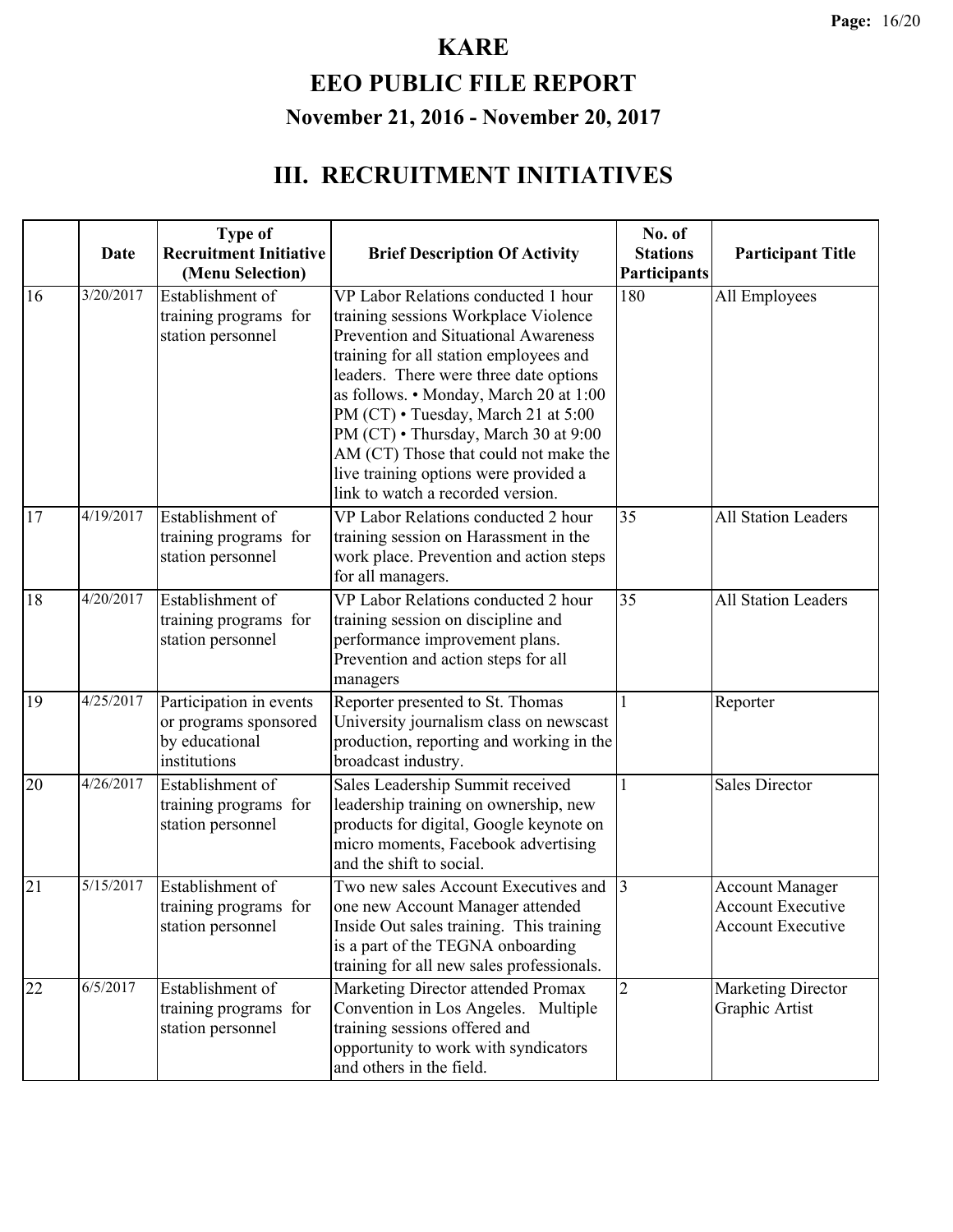# KARE

# EEO PUBLIC FILE REPORT

### November 21, 2016 - November 20, 2017

## III. RECRUITMENT INITIATIVES

| | Date | Type of Recruitment Initiative (Menu Selection) | Brief Description Of Activity | No. of Stations Participants | Participant Title |
|---|---|---|---|---|---|
| 16 | 3/20/2017 | Establishment of training programs for station personnel | VP Labor Relations conducted 1 hour training sessions Workplace Violence Prevention and Situational Awareness training for all station employees and leaders. There were three date options as follows. • Monday, March 20 at 1:00 PM (CT) • Tuesday, March 21 at 5:00 PM (CT) • Thursday, March 30 at 9:00 AM (CT) Those that could not make the live training options were provided a link to watch a recorded version. | 180 | All Employees |
| 17 | 4/19/2017 | Establishment of training programs for station personnel | VP Labor Relations conducted 2 hour training session on Harassment in the work place. Prevention and action steps for all managers. | 35 | All Station Leaders |
| 18 | 4/20/2017 | Establishment of training programs for station personnel | VP Labor Relations conducted 2 hour training session on discipline and performance improvement plans. Prevention and action steps for all managers | 35 | All Station Leaders |
| 19 | 4/25/2017 | Participation in events or programs sponsored by educational institutions | Reporter presented to St. Thomas University journalism class on newscast production, reporting and working in the broadcast industry. | 1 | Reporter |
| 20 | 4/26/2017 | Establishment of training programs for station personnel | Sales Leadership Summit received leadership training on ownership, new products for digital, Google keynote on micro moments, Facebook advertising and the shift to social. | 1 | Sales Director |
| 21 | 5/15/2017 | Establishment of training programs for station personnel | Two new sales Account Executives and one new Account Manager attended Inside Out sales training. This training is a part of the TEGNA onboarding training for all new sales professionals. | 3 | Account Manager<br>Account Executive<br>Account Executive |
| 22 | 6/5/2017 | Establishment of training programs for station personnel | Marketing Director attended Promax Convention in Los Angeles. Multiple training sessions offered and opportunity to work with syndicators and others in the field. | 2 | Marketing Director<br>Graphic Artist |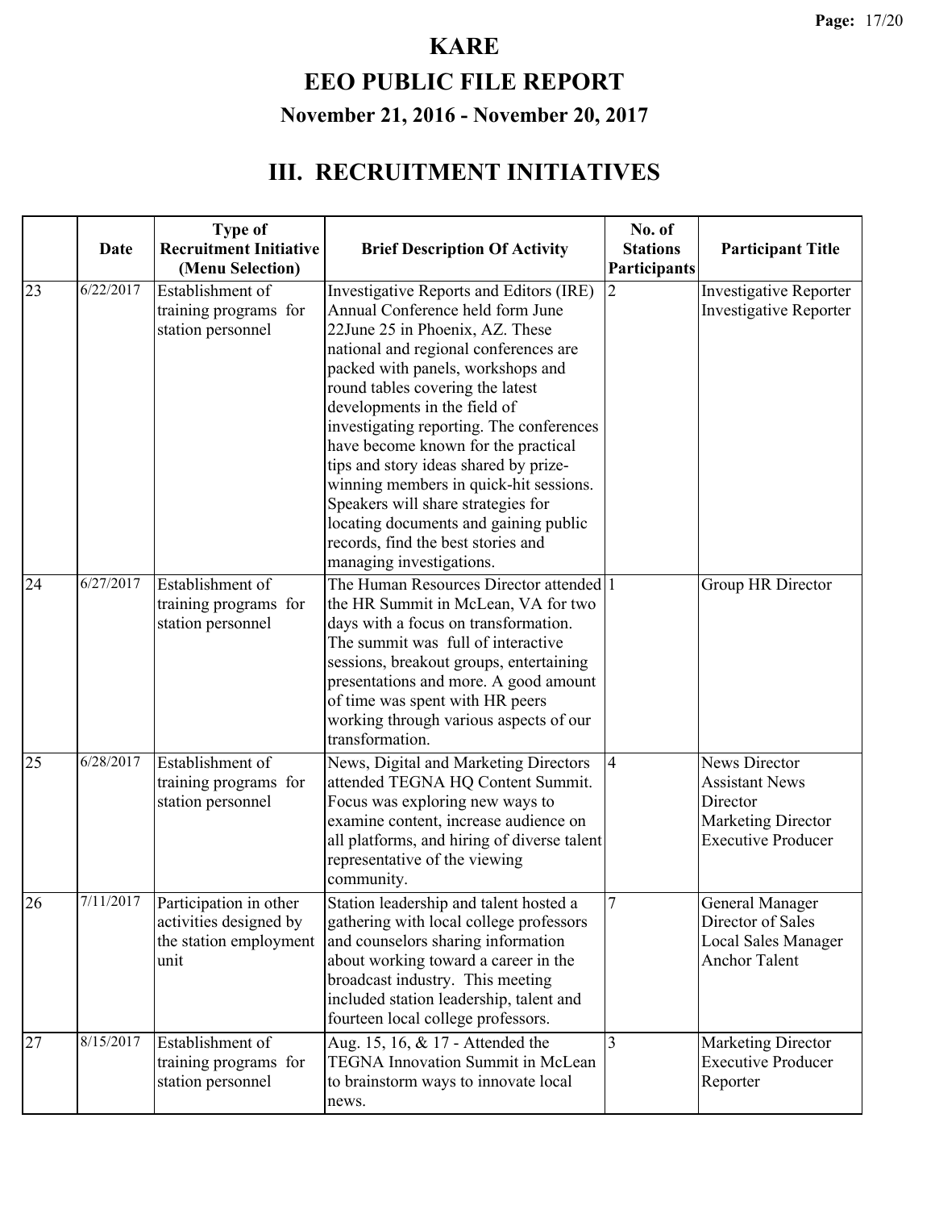# KARE

# EEO PUBLIC FILE REPORT

## November 21, 2016 - November 20, 2017

## III. RECRUITMENT INITIATIVES

| | Date | Type of Recruitment Initiative (Menu Selection) | Brief Description Of Activity | No. of Stations Participants | Participant Title |
|---|---|---|---|---|---|
| 23 | 6/22/2017 | Establishment of training programs for station personnel | Investigative Reports and Editors (IRE) Annual Conference held form June 22June 25 in Phoenix, AZ. These national and regional conferences are packed with panels, workshops and round tables covering the latest developments in the field of investigating reporting. The conferences have become known for the practical tips and story ideas shared by prize-winning members in quick-hit sessions. Speakers will share strategies for locating documents and gaining public records, find the best stories and managing investigations. | 2 | Investigative Reporter<br>Investigative Reporter |
| 24 | 6/27/2017 | Establishment of training programs for station personnel | The Human Resources Director attended the HR Summit in McLean, VA for two days with a focus on transformation. The summit was full of interactive sessions, breakout groups, entertaining presentations and more. A good amount of time was spent with HR peers working through various aspects of our transformation. | 1 | Group HR Director |
| 25 | 6/28/2017 | Establishment of training programs for station personnel | News, Digital and Marketing Directors attended TEGNA HQ Content Summit. Focus was exploring new ways to examine content, increase audience on all platforms, and hiring of diverse talent representative of the viewing community. | 4 | News Director<br>Assistant News Director<br>Marketing Director<br>Executive Producer |
| 26 | 7/11/2017 | Participation in other activities designed by the station employment unit | Station leadership and talent hosted a gathering with local college professors and counselors sharing information about working toward a career in the broadcast industry. This meeting included station leadership, talent and fourteen local college professors. | 7 | General Manager<br>Director of Sales<br>Local Sales Manager<br>Anchor Talent |
| 27 | 8/15/2017 | Establishment of training programs for station personnel | Aug. 15, 16, & 17 - Attended the TEGNA Innovation Summit in McLean to brainstorm ways to innovate local news. | 3 | Marketing Director<br>Executive Producer<br>Reporter |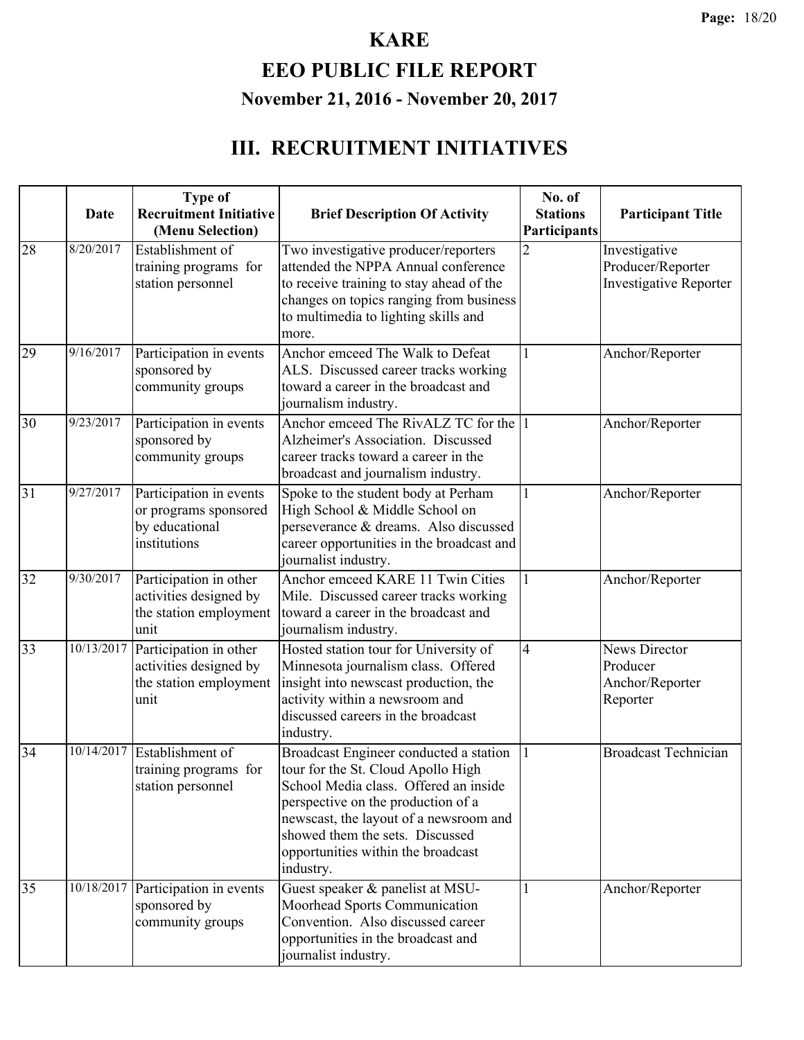# KARE

# EEO PUBLIC FILE REPORT

### November 21, 2016 - November 20, 2017

## III. RECRUITMENT INITIATIVES

| | Date | Type of Recruitment Initiative (Menu Selection) | Brief Description Of Activity | No. of Stations Participants | Participant Title |
|---|---|---|---|---|---|
| 28 | 8/20/2017 | Establishment of training programs for station personnel | Two investigative producer/reporters attended the NPPA Annual conference to receive training to stay ahead of the changes on topics ranging from business to multimedia to lighting skills and more. | 2 | Investigative Producer/Reporter<br>Investigative Reporter |
| 29 | 9/16/2017 | Participation in events sponsored by community groups | Anchor emceed The Walk to Defeat ALS. Discussed career tracks working toward a career in the broadcast and journalism industry. | 1 | Anchor/Reporter |
| 30 | 9/23/2017 | Participation in events sponsored by community groups | Anchor emceed The RivALZ TC for the Alzheimer's Association. Discussed career tracks toward a career in the broadcast and journalism industry. | 1 | Anchor/Reporter |
| 31 | 9/27/2017 | Participation in events or programs sponsored by educational institutions | Spoke to the student body at Perham High School & Middle School on perseverance & dreams. Also discussed career opportunities in the broadcast and journalist industry. | 1 | Anchor/Reporter |
| 32 | 9/30/2017 | Participation in other activities designed by the station employment unit | Anchor emceed KARE 11 Twin Cities Mile. Discussed career tracks working toward a career in the broadcast and journalism industry. | 1 | Anchor/Reporter |
| 33 | 10/13/2017 | Participation in other activities designed by the station employment unit | Hosted station tour for University of Minnesota journalism class. Offered insight into newscast production, the activity within a newsroom and discussed careers in the broadcast industry. | 4 | News Director<br>Producer<br>Anchor/Reporter<br>Reporter |
| 34 | 10/14/2017 | Establishment of training programs for station personnel | Broadcast Engineer conducted a station tour for the St. Cloud Apollo High School Media class. Offered an inside perspective on the production of a newscast, the layout of a newsroom and showed them the sets. Discussed opportunities within the broadcast industry. | 1 | Broadcast Technician |
| 35 | 10/18/2017 | Participation in events sponsored by community groups | Guest speaker & panelist at MSU-Moorhead Sports Communication Convention. Also discussed career opportunities in the broadcast and journalist industry. | 1 | Anchor/Reporter |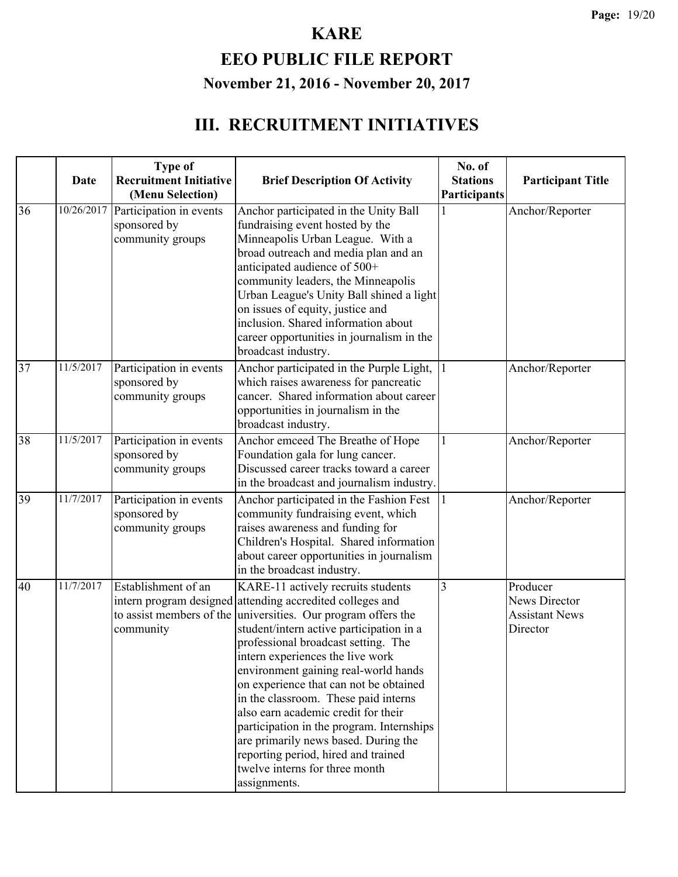# KARE

# EEO PUBLIC FILE REPORT

### November 21, 2016 - November 20, 2017

## III. RECRUITMENT INITIATIVES

| | Date | Type of Recruitment Initiative (Menu Selection) | Brief Description Of Activity | No. of Stations Participants | Participant Title |
|---|---|---|---|---|---|
| 36 | 10/26/2017 | Participation in events sponsored by community groups | Anchor participated in the Unity Ball fundraising event hosted by the Minneapolis Urban League. With a broad outreach and media plan and an anticipated audience of 500+ community leaders, the Minneapolis Urban League's Unity Ball shined a light on issues of equity, justice and inclusion. Shared information about career opportunities in journalism in the broadcast industry. | 1 | Anchor/Reporter |
| 37 | 11/5/2017 | Participation in events sponsored by community groups | Anchor participated in the Purple Light, which raises awareness for pancreatic cancer. Shared information about career opportunities in journalism in the broadcast industry. | 1 | Anchor/Reporter |
| 38 | 11/5/2017 | Participation in events sponsored by community groups | Anchor emceed The Breathe of Hope Foundation gala for lung cancer. Discussed career tracks toward a career in the broadcast and journalism industry. | 1 | Anchor/Reporter |
| 39 | 11/7/2017 | Participation in events sponsored by community groups | Anchor participated in the Fashion Fest community fundraising event, which raises awareness and funding for Children's Hospital. Shared information about career opportunities in journalism in the broadcast industry. | 1 | Anchor/Reporter |
| 40 | 11/7/2017 | Establishment of an intern program designed to assist members of the community | KARE-11 actively recruits students attending accredited colleges and universities. Our program offers the student/intern active participation in a professional broadcast setting. The intern experiences the live work environment gaining real-world hands on experience that can not be obtained in the classroom. These paid interns also earn academic credit for their participation in the program. Internships are primarily news based. During the reporting period, hired and trained twelve interns for three month assignments. | 3 | Producer<br>News Director<br>Assistant News Director |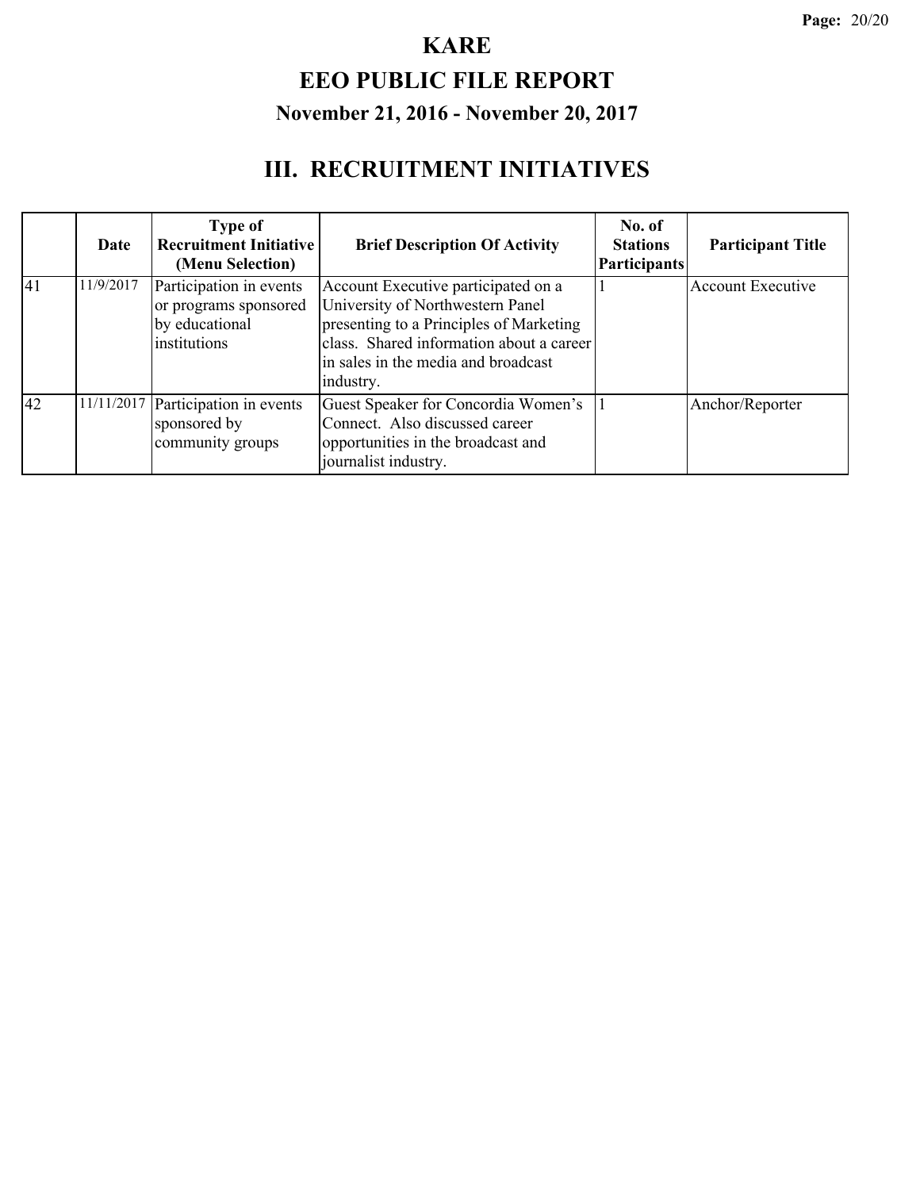# KARE

# EEO PUBLIC FILE REPORT

## November 21, 2016 - November 20, 2017

## III. RECRUITMENT INITIATIVES

| | Date | Type of Recruitment Initiative (Menu Selection) | Brief Description Of Activity | No. of Stations Participants | Participant Title |
|---|---|---|---|---|---|
| 41 | 11/9/2017 | Participation in events or programs sponsored by educational institutions | Account Executive participated on a University of Northwestern Panel presenting to a Principles of Marketing class. Shared information about a career in sales in the media and broadcast industry. | 1 | Account Executive |
| 42 | 11/11/2017 | Participation in events sponsored by community groups | Guest Speaker for Concordia Women's Connect. Also discussed career opportunities in the broadcast and journalist industry. | 1 | Anchor/Reporter |